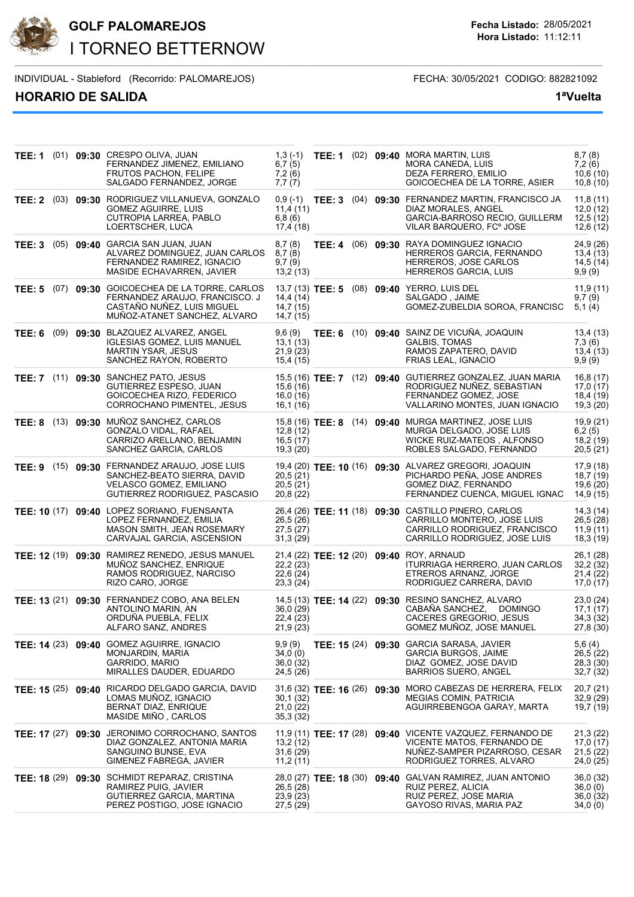# GOLF PALOMAREJOS

## I TORNEO BETTERNOW

**Fecha Listado:** 28/05/2021
**Hora Listado:** 11:12:11

INDIVIDUAL - Stableford (Recorrido: PALOMAREJOS) FECHA: 30/05/2021 CODIGO: 882821092

## HORARIO DE SALIDA

**1ªVuelta**

| Tee | Grupo | Hora | Jugador | Hcp |
|---|---|---|---|---|
| **TEE: 1** | (01) | **09:30** | CRESPO OLIVA, JUAN | 1,3 (-1) |
| | | | FERNANDEZ JIMENEZ, EMILIANO | 6,7 (5) |
| | | | FRUTOS PACHON, FELIPE | 7,2 (6) |
| | | | SALGADO FERNANDEZ, JORGE | 7,7 (7) |
| **TEE: 1** | (02) | **09:40** | MORA MARTIN, LUIS | 8,7 (8) |
| | | | MORA CANEDA, LUIS | 7,2 (6) |
| | | | DEZA FERRERO, EMILIO | 10,6 (10) |
| | | | GOICOECHEA DE LA TORRE, ASIER | 10,8 (10) |
| **TEE: 2** | (03) | **09:30** | RODRIGUEZ VILLANUEVA, GONZALO | 0,9 (-1) |
| | | | GOMEZ AGUIRRE, LUIS | 11,4 (11) |
| | | | CUTROPIA LARREA, PABLO | 6,8 (6) |
| | | | LOERTSCHER, LUCA | 17,4 (18) |
| **TEE: 3** | (04) | **09:30** | FERNANDEZ MARTIN, FRANCISCO JA | 11,8 (11) |
| | | | DIAZ MORALES, ANGEL | 12,0 (12) |
| | | | GARCIA-BARROSO RECIO, GUILLERM | 12,5 (12) |
| | | | VILAR BARQUERO, FCº JOSE | 12,6 (12) |
| **TEE: 3** | (05) | **09:40** | GARCIA SAN JUAN, JUAN | 8,7 (8) |
| | | | ALVAREZ DOMINGUEZ, JUAN CARLOS | 8,7 (8) |
| | | | FERNANDEZ RAMIREZ, IGNACIO | 9,7 (9) |
| | | | MASIDE ECHAVARREN, JAVIER | 13,2 (13) |
| **TEE: 4** | (06) | **09:30** | RAYA DOMINGUEZ IGNACIO | 24,9 (26) |
| | | | HERREROS GARCIA, FERNANDO | 13,4 (13) |
| | | | HERREROS, JOSE CARLOS | 14,5 (14) |
| | | | HERREROS GARCIA, LUIS | 9,9 (9) |
| **TEE: 5** | (07) | **09:30** | GOICOECHEA DE LA TORRE, CARLOS | 13,7 (13) |
| | | | FERNANDEZ ARAUJO, FRANCISCO. J | 14,4 (14) |
| | | | CASTAÑO NUÑEZ, LUIS MIGUEL | 14,7 (15) |
| | | | MUÑOZ-ATANET SANCHEZ, ALVARO | 14,7 (15) |
| **TEE: 5** | (08) | **09:40** | YERRO, LUIS DEL | 11,9 (11) |
| | | | SALGADO , JAIME | 9,7 (9) |
| | | | GOMEZ-ZUBELDIA SOROA, FRANCISC | 5,1 (4) |
| **TEE: 6** | (09) | **09:30** | BLAZQUEZ ALVAREZ, ANGEL | 9,6 (9) |
| | | | IGLESIAS GOMEZ, LUIS MANUEL | 13,1 (13) |
| | | | MARTIN YSAR, JESUS | 21,9 (23) |
| | | | SANCHEZ RAYON, ROBERTO | 15,4 (15) |
| **TEE: 6** | (10) | **09:40** | SAINZ DE VICUÑA, JOAQUIN | 13,4 (13) |
| | | | GALBIS, TOMAS | 7,3 (6) |
| | | | RAMOS ZAPATERO, DAVID | 13,4 (13) |
| | | | FRIAS LEAL, IGNACIO | 9,9 (9) |
| **TEE: 7** | (11) | **09:30** | SANCHEZ PATO, JESUS | 15,5 (16) |
| | | | GUTIERREZ ESPESO, JUAN | 15,6 (16) |
| | | | GOICOECHEA RIZO, FEDERICO | 16,0 (16) |
| | | | CORROCHANO PIMENTEL, JESUS | 16,1 (16) |
| **TEE: 7** | (12) | **09:40** | GUTIERREZ GONZALEZ, JUAN MARIA | 16,8 (17) |
| | | | RODRIGUEZ NUÑEZ, SEBASTIAN | 17,0 (17) |
| | | | FERNANDEZ GOMEZ, JOSE | 18,4 (19) |
| | | | VALLARINO MONTES, JUAN IGNACIO | 19,3 (20) |
| **TEE: 8** | (13) | **09:30** | MUÑOZ SANCHEZ, CARLOS | 15,8 (16) |
| | | | GONZALO VIDAL, RAFAEL | 12,8 (12) |
| | | | CARRIZO ARELLANO, BENJAMIN | 16,5 (17) |
| | | | SANCHEZ GARCIA, CARLOS | 19,3 (20) |
| **TEE: 8** | (14) | **09:40** | MURGA MARTINEZ, JOSE LUIS | 19,9 (21) |
| | | | MURGA DELGADO, JOSE LUIS | 6,2 (5) |
| | | | WICKE RUIZ-MATEOS , ALFONSO | 18,2 (19) |
| | | | ROBLES SALGADO, FERNANDO | 20,5 (21) |
| **TEE: 9** | (15) | **09:30** | FERNANDEZ ARAUJO, JOSE LUIS | 19,4 (20) |
| | | | SANCHEZ-BEATO SIERRA, DAVID | 20,5 (21) |
| | | | VELASCO GOMEZ, EMILIANO | 20,5 (21) |
| | | | GUTIERREZ RODRIGUEZ, PASCASIO | 20,8 (22) |
| **TEE: 10** | (16) | **09:30** | ALVAREZ GREGORI, JOAQUIN | 17,9 (18) |
| | | | PICHARDO PEÑA, JOSE ANDRES | 18,7 (19) |
| | | | GOMEZ DIAZ, FERNANDO | 19,6 (20) |
| | | | FERNANDEZ CUENCA, MIGUEL IGNAC | 14,9 (15) |
| **TEE: 10** | (17) | **09:40** | LOPEZ SORIANO, FUENSANTA | 26,4 (26) |
| | | | LOPEZ FERNANDEZ, EMILIA | 26,5 (26) |
| | | | MASON SMITH, JEAN ROSEMARY | 27,5 (27) |
| | | | CARVAJAL GARCIA, ASCENSION | 31,3 (29) |
| **TEE: 11** | (18) | **09:30** | CASTILLO PINERO, CARLOS | 14,3 (14) |
| | | | CARRILLO MONTERO, JOSE LUIS | 26,5 (28) |
| | | | CARRILLO RODRIGUEZ, FRANCISCO | 11,9 (11) |
| | | | CARRILLO RODRIGUEZ, JOSE LUIS | 18,3 (19) |
| **TEE: 12** | (19) | **09:30** | RAMIREZ RENEDO, JESUS MANUEL | 21,4 (22) |
| | | | MUÑOZ SANCHEZ, ENRIQUE | 22,2 (23) |
| | | | RAMOS RODRIGUEZ, NARCISO | 22,6 (24) |
| | | | RIZO CARO, JORGE | 23,3 (24) |
| **TEE: 12** | (20) | **09:40** | ROY, ARNAUD | 26,1 (28) |
| | | | ITURRIAGA HERRERO, JUAN CARLOS | 32,2 (32) |
| | | | ETREROS ARNANZ, JORGE | 21,4 (22) |
| | | | RODRIGUEZ CARRERA, DAVID | 17,0 (17) |
| **TEE: 13** | (21) | **09:30** | FERNANDEZ COBO, ANA BELEN | 14,5 (13) |
| | | | ANTOLINO MARIN, AN | 36,0 (29) |
| | | | ORDUÑA PUEBLA, FELIX | 22,4 (23) |
| | | | ALFARO SANZ, ANDRES | 21,9 (23) |
| **TEE: 14** | (22) | **09:30** | RESINO SANCHEZ, ALVARO | 23,0 (24) |
| | | | CABAÑA SANCHEZ, DOMINGO | 17,1 (17) |
| | | | CACERES GREGORIO, JESUS | 34,3 (32) |
| | | | GOMEZ MUÑOZ, JOSE MANUEL | 27,8 (30) |
| **TEE: 14** | (23) | **09:40** | GOMEZ AGUIRRE, IGNACIO | 9,9 (9) |
| | | | MONJARDIN, MARIA | 34,0 (0) |
| | | | GARRIDO, MARIO | 36,0 (32) |
| | | | MIRALLES DAUDER, EDUARDO | 24,5 (26) |
| **TEE: 15** | (24) | **09:30** | GARCIA SARASA, JAVIER | 5,6 (4) |
| | | | GARCIA BURGOS, JAIME | 26,5 (22) |
| | | | DIAZ GOMEZ, JOSE DAVID | 28,3 (30) |
| | | | BARRIOS SUERO, ANGEL | 32,7 (32) |
| **TEE: 15** | (25) | **09:40** | RICARDO DELGADO GARCIA, DAVID | 31,6 (32) |
| | | | LOMAS MUÑOZ, IGNACIO | 30,1 (32) |
| | | | BERNAT DIAZ, ENRIQUE | 21,0 (22) |
| | | | MASIDE MIÑO , CARLOS | 35,3 (32) |
| **TEE: 16** | (26) | **09:30** | MORO CABEZAS DE HERRERA, FELIX | 20,7 (21) |
| | | | MEGIAS COMIN, PATRICIA | 32,9 (29) |
| | | | AGUIRREBENGOA GARAY, MARTA | 19,7 (19) |
| **TEE: 17** | (27) | **09:30** | JERONIMO CORROCHANO, SANTOS | 11,9 (11) |
| | | | DIAZ GONZALEZ, ANTONIA MARIA | 13,2 (12) |
| | | | SANGUINO BUNSE, EVA | 31,6 (29) |
| | | | GIMENEZ FABREGA, JAVIER | 11,2 (11) |
| **TEE: 17** | (28) | **09:40** | VICENTE VAZQUEZ, FERNANDO DE | 21,3 (22) |
| | | | VICENTE MATOS, FERNANDO DE | 17,0 (17) |
| | | | NUÑEZ-SAMPER PIZARROSO, CESAR | 21,5 (22) |
| | | | RODRIGUEZ TORRES, ALVARO | 24,0 (25) |
| **TEE: 18** | (29) | **09:30** | SCHMIDT REPARAZ, CRISTINA | 28,0 (27) |
| | | | RAMIREZ PUIG, JAVIER | 26,5 (28) |
| | | | GUTIERREZ GARCIA, MARTINA | 23,9 (23) |
| | | | PEREZ POSTIGO, JOSE IGNACIO | 27,5 (29) |
| **TEE: 18** | (30) | **09:40** | GALVAN RAMIREZ, JUAN ANTONIO | 36,0 (32) |
| | | | RUIZ PEREZ, ALICIA | 36,0 (0) |
| | | | RUIZ PEREZ, JOSE MARIA | 36,0 (32) |
| | | | GAYOSO RIVAS, MARIA PAZ | 34,0 (0) |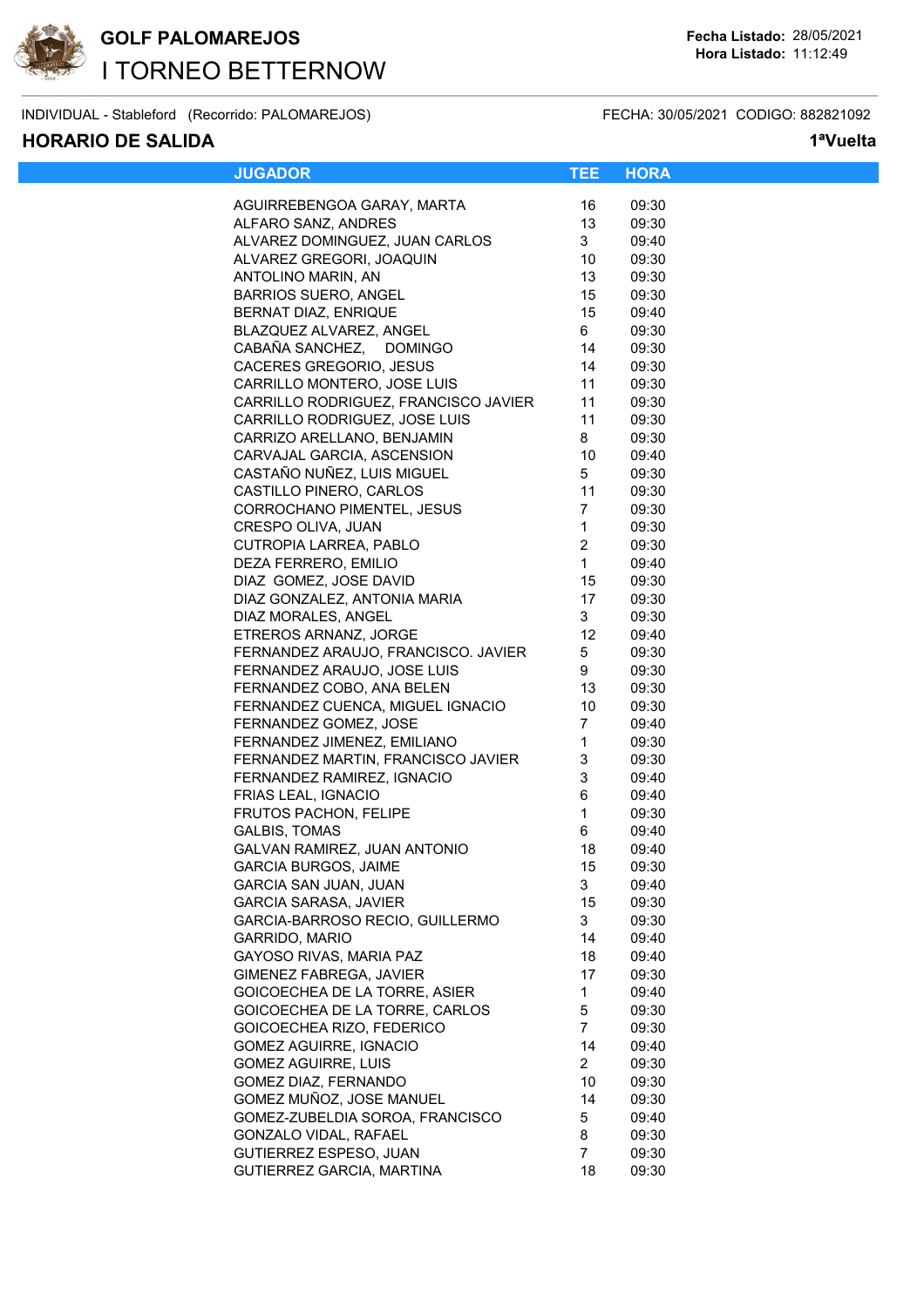**GOLF PALOMAREJOS**

I TORNEO BETTERNOW

**Fecha Listado:** 28/05/2021
**Hora Listado:** 11:12:49

INDIVIDUAL - Stableford (Recorrido: PALOMAREJOS) FECHA: 30/05/2021 CODIGO: 882821092

## HORARIO DE SALIDA

**1ªVuelta**

| JUGADOR | TEE | HORA |
|---|---|---|
| AGUIRREBENGOA GARAY, MARTA | 16 | 09:30 |
| ALFARO SANZ, ANDRES | 13 | 09:30 |
| ALVAREZ DOMINGUEZ, JUAN CARLOS | 3 | 09:40 |
| ALVAREZ GREGORI, JOAQUIN | 10 | 09:30 |
| ANTOLINO MARIN, AN | 13 | 09:30 |
| BARRIOS SUERO, ANGEL | 15 | 09:30 |
| BERNAT DIAZ, ENRIQUE | 15 | 09:40 |
| BLAZQUEZ ALVAREZ, ANGEL | 6 | 09:30 |
| CABAÑA SANCHEZ, DOMINGO | 14 | 09:30 |
| CACERES GREGORIO, JESUS | 14 | 09:30 |
| CARRILLO MONTERO, JOSE LUIS | 11 | 09:30 |
| CARRILLO RODRIGUEZ, FRANCISCO JAVIER | 11 | 09:30 |
| CARRILLO RODRIGUEZ, JOSE LUIS | 11 | 09:30 |
| CARRIZO ARELLANO, BENJAMIN | 8 | 09:30 |
| CARVAJAL GARCIA, ASCENSION | 10 | 09:40 |
| CASTAÑO NUÑEZ, LUIS MIGUEL | 5 | 09:30 |
| CASTILLO PINERO, CARLOS | 11 | 09:30 |
| CORROCHANO PIMENTEL, JESUS | 7 | 09:30 |
| CRESPO OLIVA, JUAN | 1 | 09:30 |
| CUTROPIA LARREA, PABLO | 2 | 09:30 |
| DEZA FERRERO, EMILIO | 1 | 09:40 |
| DIAZ GOMEZ, JOSE DAVID | 15 | 09:30 |
| DIAZ GONZALEZ, ANTONIA MARIA | 17 | 09:30 |
| DIAZ MORALES, ANGEL | 3 | 09:30 |
| ETREROS ARNANZ, JORGE | 12 | 09:40 |
| FERNANDEZ ARAUJO, FRANCISCO. JAVIER | 5 | 09:30 |
| FERNANDEZ ARAUJO, JOSE LUIS | 9 | 09:30 |
| FERNANDEZ COBO, ANA BELEN | 13 | 09:30 |
| FERNANDEZ CUENCA, MIGUEL IGNACIO | 10 | 09:30 |
| FERNANDEZ GOMEZ, JOSE | 7 | 09:40 |
| FERNANDEZ JIMENEZ, EMILIANO | 1 | 09:30 |
| FERNANDEZ MARTIN, FRANCISCO JAVIER | 3 | 09:30 |
| FERNANDEZ RAMIREZ, IGNACIO | 3 | 09:40 |
| FRIAS LEAL, IGNACIO | 6 | 09:40 |
| FRUTOS PACHON, FELIPE | 1 | 09:30 |
| GALBIS, TOMAS | 6 | 09:40 |
| GALVAN RAMIREZ, JUAN ANTONIO | 18 | 09:40 |
| GARCIA BURGOS, JAIME | 15 | 09:30 |
| GARCIA SAN JUAN, JUAN | 3 | 09:40 |
| GARCIA SARASA, JAVIER | 15 | 09:30 |
| GARCIA-BARROSO RECIO, GUILLERMO | 3 | 09:30 |
| GARRIDO, MARIO | 14 | 09:40 |
| GAYOSO RIVAS, MARIA PAZ | 18 | 09:40 |
| GIMENEZ FABREGA, JAVIER | 17 | 09:30 |
| GOICOECHEA DE LA TORRE, ASIER | 1 | 09:40 |
| GOICOECHEA DE LA TORRE, CARLOS | 5 | 09:30 |
| GOICOECHEA RIZO, FEDERICO | 7 | 09:30 |
| GOMEZ AGUIRRE, IGNACIO | 14 | 09:40 |
| GOMEZ AGUIRRE, LUIS | 2 | 09:30 |
| GOMEZ DIAZ, FERNANDO | 10 | 09:30 |
| GOMEZ MUÑOZ, JOSE MANUEL | 14 | 09:30 |
| GOMEZ-ZUBELDIA SOROA, FRANCISCO | 5 | 09:40 |
| GONZALO VIDAL, RAFAEL | 8 | 09:30 |
| GUTIERREZ ESPESO, JUAN | 7 | 09:30 |
| GUTIERREZ GARCIA, MARTINA | 18 | 09:30 |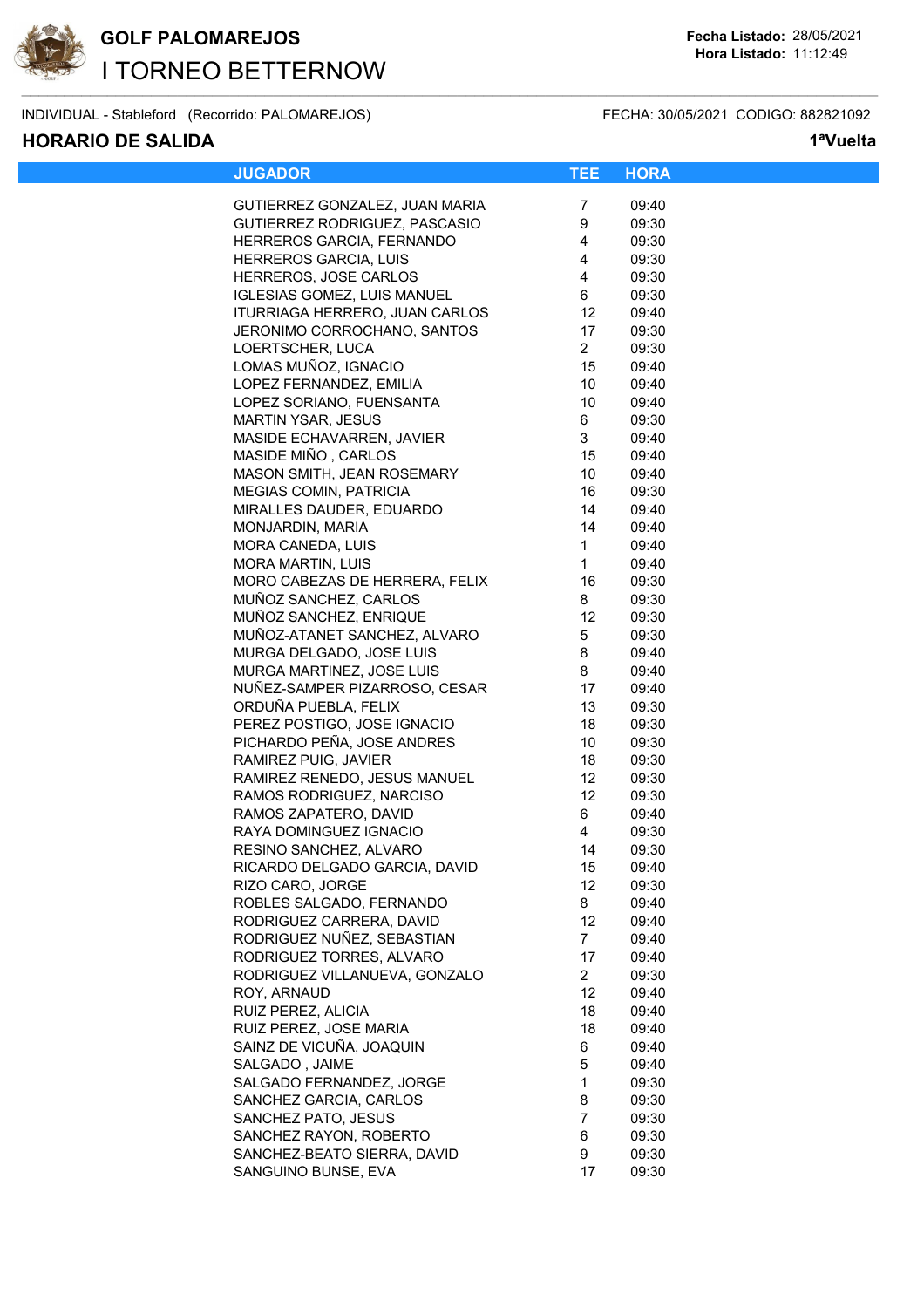# GOLF PALOMAREJOS

## I TORNEO BETTERNOW

**Fecha Listado:** 28/05/2021
**Hora Listado:** 11:12:49

INDIVIDUAL - Stableford (Recorrido: PALOMAREJOS) FECHA: 30/05/2021 CODIGO: 882821092

## HORARIO DE SALIDA

**1ªVuelta**

| JUGADOR | TEE | HORA |
|---|---|---|
| GUTIERREZ GONZALEZ, JUAN MARIA | 7 | 09:40 |
| GUTIERREZ RODRIGUEZ, PASCASIO | 9 | 09:30 |
| HERREROS GARCIA, FERNANDO | 4 | 09:30 |
| HERREROS GARCIA, LUIS | 4 | 09:30 |
| HERREROS, JOSE CARLOS | 4 | 09:30 |
| IGLESIAS GOMEZ, LUIS MANUEL | 6 | 09:30 |
| ITURRIAGA HERRERO, JUAN CARLOS | 12 | 09:40 |
| JERONIMO CORROCHANO, SANTOS | 17 | 09:30 |
| LOERTSCHER, LUCA | 2 | 09:30 |
| LOMAS MUÑOZ, IGNACIO | 15 | 09:40 |
| LOPEZ FERNANDEZ, EMILIA | 10 | 09:40 |
| LOPEZ SORIANO, FUENSANTA | 10 | 09:40 |
| MARTIN YSAR, JESUS | 6 | 09:30 |
| MASIDE ECHAVARREN, JAVIER | 3 | 09:40 |
| MASIDE MIÑO , CARLOS | 15 | 09:40 |
| MASON SMITH, JEAN ROSEMARY | 10 | 09:40 |
| MEGIAS COMIN, PATRICIA | 16 | 09:30 |
| MIRALLES DAUDER, EDUARDO | 14 | 09:40 |
| MONJARDIN, MARIA | 14 | 09:40 |
| MORA CANEDA, LUIS | 1 | 09:40 |
| MORA MARTIN, LUIS | 1 | 09:40 |
| MORO CABEZAS DE HERRERA, FELIX | 16 | 09:30 |
| MUÑOZ SANCHEZ, CARLOS | 8 | 09:30 |
| MUÑOZ SANCHEZ, ENRIQUE | 12 | 09:30 |
| MUÑOZ-ATANET SANCHEZ, ALVARO | 5 | 09:30 |
| MURGA DELGADO, JOSE LUIS | 8 | 09:40 |
| MURGA MARTINEZ, JOSE LUIS | 8 | 09:40 |
| NUÑEZ-SAMPER PIZARROSO, CESAR | 17 | 09:40 |
| ORDUÑA PUEBLA, FELIX | 13 | 09:30 |
| PEREZ POSTIGO, JOSE IGNACIO | 18 | 09:30 |
| PICHARDO PEÑA, JOSE ANDRES | 10 | 09:30 |
| RAMIREZ PUIG, JAVIER | 18 | 09:30 |
| RAMIREZ RENEDO, JESUS MANUEL | 12 | 09:30 |
| RAMOS RODRIGUEZ, NARCISO | 12 | 09:30 |
| RAMOS ZAPATERO, DAVID | 6 | 09:40 |
| RAYA DOMINGUEZ IGNACIO | 4 | 09:30 |
| RESINO SANCHEZ, ALVARO | 14 | 09:30 |
| RICARDO DELGADO GARCIA, DAVID | 15 | 09:40 |
| RIZO CARO, JORGE | 12 | 09:30 |
| ROBLES SALGADO, FERNANDO | 8 | 09:40 |
| RODRIGUEZ CARRERA, DAVID | 12 | 09:40 |
| RODRIGUEZ NUÑEZ, SEBASTIAN | 7 | 09:40 |
| RODRIGUEZ TORRES, ALVARO | 17 | 09:40 |
| RODRIGUEZ VILLANUEVA, GONZALO | 2 | 09:30 |
| ROY, ARNAUD | 12 | 09:40 |
| RUIZ PEREZ, ALICIA | 18 | 09:40 |
| RUIZ PEREZ, JOSE MARIA | 18 | 09:40 |
| SAINZ DE VICUÑA, JOAQUIN | 6 | 09:40 |
| SALGADO , JAIME | 5 | 09:40 |
| SALGADO FERNANDEZ, JORGE | 1 | 09:30 |
| SANCHEZ GARCIA, CARLOS | 8 | 09:30 |
| SANCHEZ PATO, JESUS | 7 | 09:30 |
| SANCHEZ RAYON, ROBERTO | 6 | 09:30 |
| SANCHEZ-BEATO SIERRA, DAVID | 9 | 09:30 |
| SANGUINO BUNSE, EVA | 17 | 09:30 |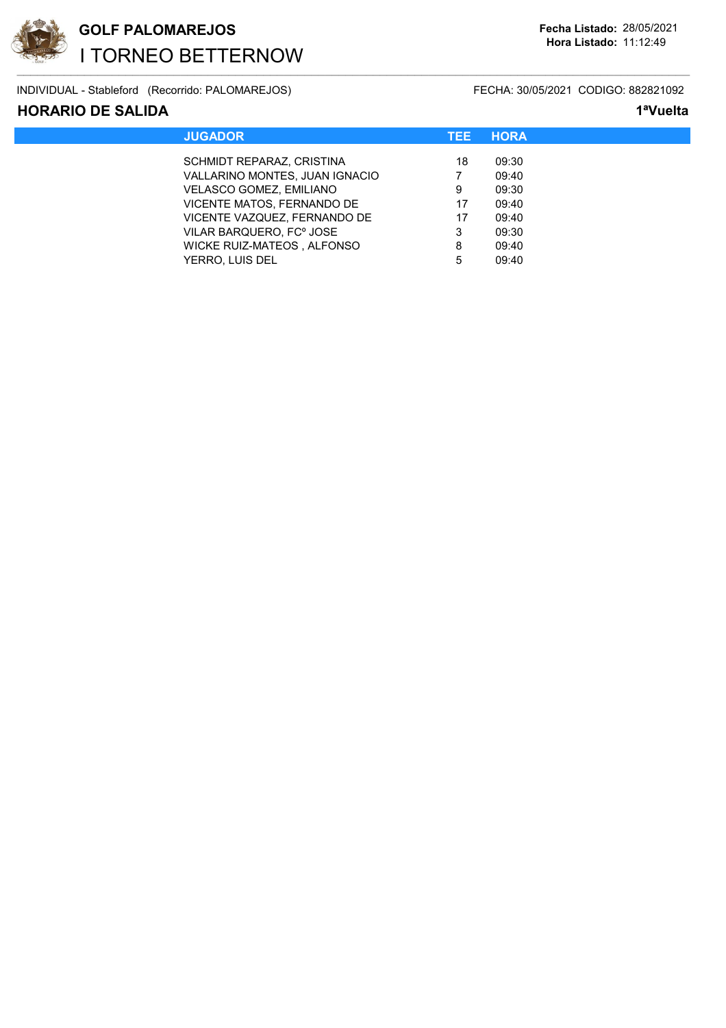**GOLF PALOMAREJOS**

I TORNEO BETTERNOW

**Fecha Listado:** 28/05/2021
**Hora Listado:** 11:12:49

INDIVIDUAL - Stableford (Recorrido: PALOMAREJOS) FECHA: 30/05/2021 CODIGO: 882821092

## HORARIO DE SALIDA

**1ªVuelta**

| JUGADOR | TEE | HORA |
|---|---|---|
| SCHMIDT REPARAZ, CRISTINA | 18 | 09:30 |
| VALLARINO MONTES, JUAN IGNACIO | 7 | 09:40 |
| VELASCO GOMEZ, EMILIANO | 9 | 09:30 |
| VICENTE MATOS, FERNANDO DE | 17 | 09:40 |
| VICENTE VAZQUEZ, FERNANDO DE | 17 | 09:40 |
| VILAR BARQUERO, FCº JOSE | 3 | 09:30 |
| WICKE RUIZ-MATEOS , ALFONSO | 8 | 09:40 |
| YERRO, LUIS DEL | 5 | 09:40 |